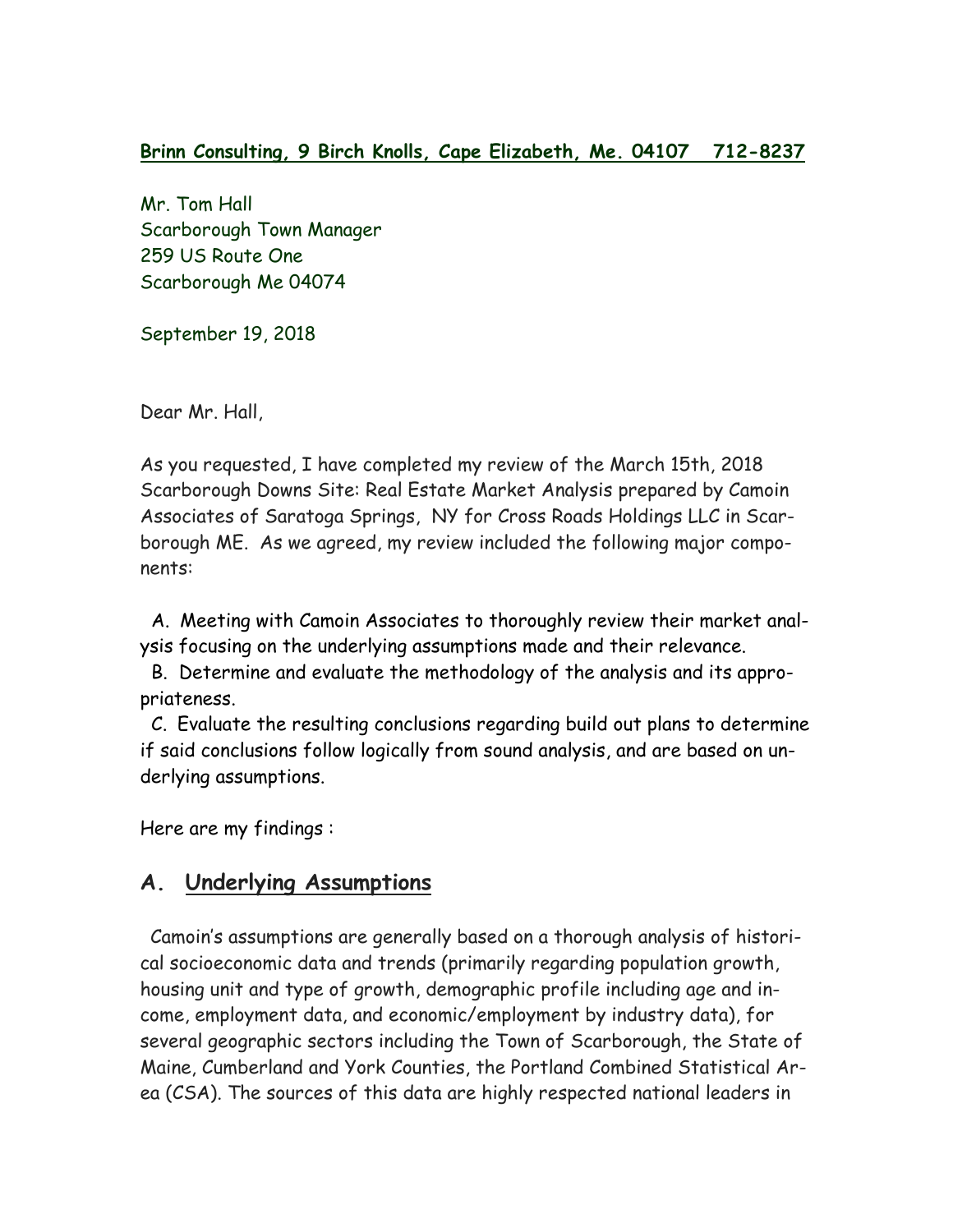**Brinn Consulting, 9 Birch Knolls, Cape Elizabeth, Me. 04107   712-8237**

Mr. Tom Hall
Scarborough Town Manager
259 US Route One
Scarborough Me 04074

September 19, 2018

Dear Mr. Hall,

As you requested, I have completed my review of the March 15th, 2018 Scarborough Downs Site: Real Estate Market Analysis prepared by Camoin Associates of Saratoga Springs, NY for Cross Roads Holdings LLC in Scarborough ME. As we agreed, my review included the following major components:

A. Meeting with Camoin Associates to thoroughly review their market analysis focusing on the underlying assumptions made and their relevance.
B. Determine and evaluate the methodology of the analysis and its appropriateness.
C. Evaluate the resulting conclusions regarding build out plans to determine if said conclusions follow logically from sound analysis, and are based on underlying assumptions.

Here are my findings :

## A. Underlying Assumptions

Camoin's assumptions are generally based on a thorough analysis of historical socioeconomic data and trends (primarily regarding population growth, housing unit and type of growth, demographic profile including age and income, employment data, and economic/employment by industry data), for several geographic sectors including the Town of Scarborough, the State of Maine, Cumberland and York Counties, the Portland Combined Statistical Area (CSA). The sources of this data are highly respected national leaders in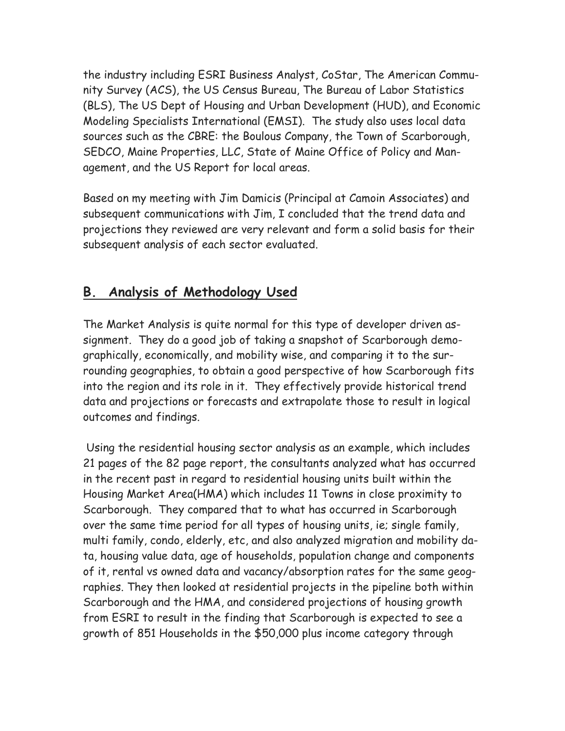the industry including ESRI Business Analyst, CoStar, The American Community Survey (ACS), the US Census Bureau, The Bureau of Labor Statistics (BLS), The US Dept of Housing and Urban Development (HUD), and Economic Modeling Specialists International (EMSI). The study also uses local data sources such as the CBRE: the Boulous Company, the Town of Scarborough, SEDCO, Maine Properties, LLC, State of Maine Office of Policy and Management, and the US Report for local areas.

Based on my meeting with Jim Damicis (Principal at Camoin Associates) and subsequent communications with Jim, I concluded that the trend data and projections they reviewed are very relevant and form a solid basis for their subsequent analysis of each sector evaluated.

## B. Analysis of Methodology Used

The Market Analysis is quite normal for this type of developer driven assignment. They do a good job of taking a snapshot of Scarborough demographically, economically, and mobility wise, and comparing it to the surrounding geographies, to obtain a good perspective of how Scarborough fits into the region and its role in it. They effectively provide historical trend data and projections or forecasts and extrapolate those to result in logical outcomes and findings.

Using the residential housing sector analysis as an example, which includes 21 pages of the 82 page report, the consultants analyzed what has occurred in the recent past in regard to residential housing units built within the Housing Market Area(HMA) which includes 11 Towns in close proximity to Scarborough. They compared that to what has occurred in Scarborough over the same time period for all types of housing units, ie; single family, multi family, condo, elderly, etc, and also analyzed migration and mobility data, housing value data, age of households, population change and components of it, rental vs owned data and vacancy/absorption rates for the same geographies. They then looked at residential projects in the pipeline both within Scarborough and the HMA, and considered projections of housing growth from ESRI to result in the finding that Scarborough is expected to see a growth of 851 Households in the $50,000 plus income category through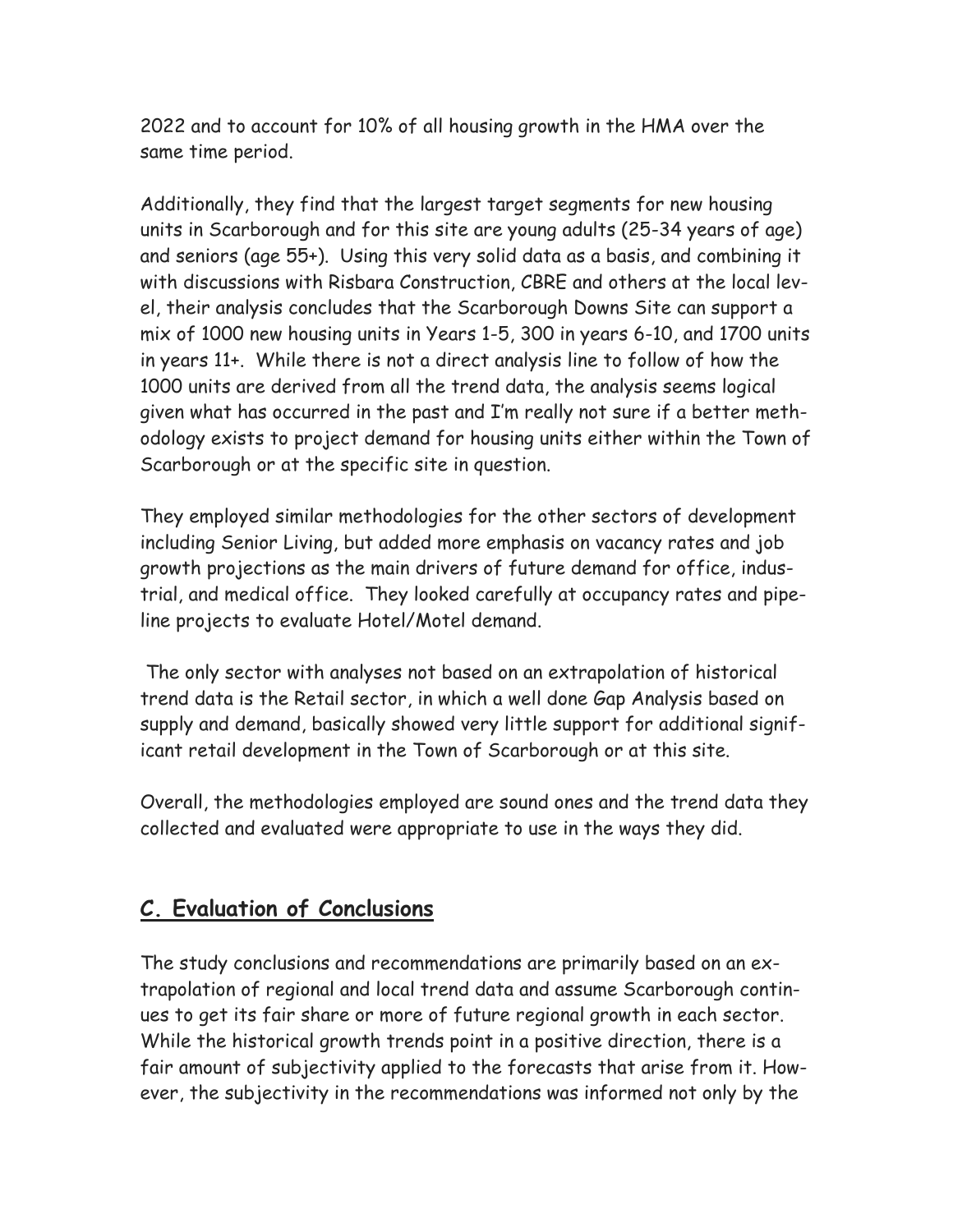2022 and to account for 10% of all housing growth in the HMA over the same time period.

Additionally, they find that the largest target segments for new housing units in Scarborough and for this site are young adults (25-34 years of age) and seniors (age 55+). Using this very solid data as a basis, and combining it with discussions with Risbara Construction, CBRE and others at the local level, their analysis concludes that the Scarborough Downs Site can support a mix of 1000 new housing units in Years 1-5, 300 in years 6-10, and 1700 units in years 11+. While there is not a direct analysis line to follow of how the 1000 units are derived from all the trend data, the analysis seems logical given what has occurred in the past and I'm really not sure if a better methodology exists to project demand for housing units either within the Town of Scarborough or at the specific site in question.

They employed similar methodologies for the other sectors of development including Senior Living, but added more emphasis on vacancy rates and job growth projections as the main drivers of future demand for office, industrial, and medical office. They looked carefully at occupancy rates and pipeline projects to evaluate Hotel/Motel demand.

The only sector with analyses not based on an extrapolation of historical trend data is the Retail sector, in which a well done Gap Analysis based on supply and demand, basically showed very little support for additional significant retail development in the Town of Scarborough or at this site.

Overall, the methodologies employed are sound ones and the trend data they collected and evaluated were appropriate to use in the ways they did.

## C. Evaluation of Conclusions

The study conclusions and recommendations are primarily based on an extrapolation of regional and local trend data and assume Scarborough continues to get its fair share or more of future regional growth in each sector. While the historical growth trends point in a positive direction, there is a fair amount of subjectivity applied to the forecasts that arise from it. However, the subjectivity in the recommendations was informed not only by the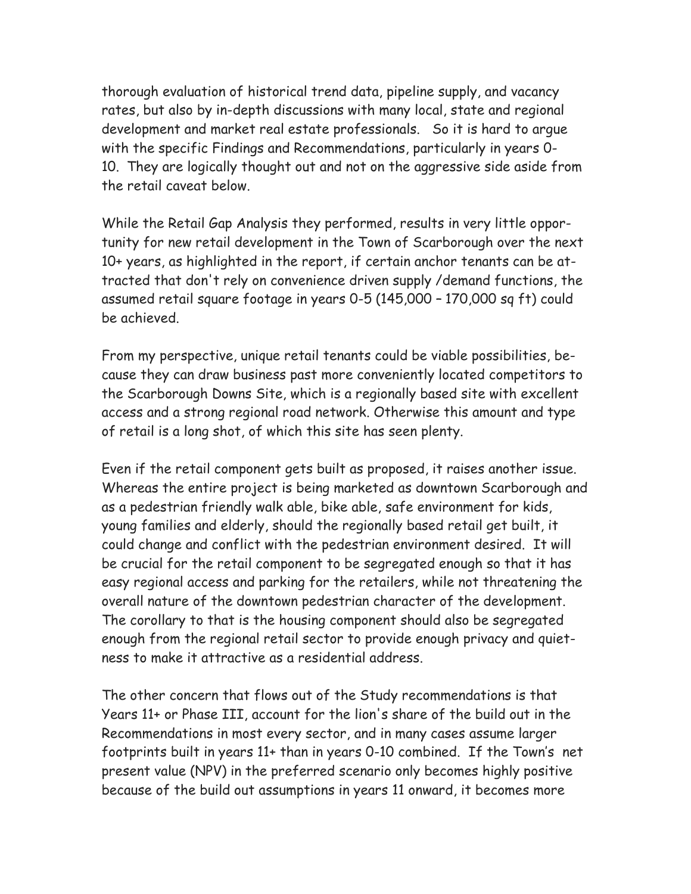thorough evaluation of historical trend data, pipeline supply, and vacancy rates, but also by in-depth discussions with many local, state and regional development and market real estate professionals. So it is hard to argue with the specific Findings and Recommendations, particularly in years 0-10. They are logically thought out and not on the aggressive side aside from the retail caveat below.

While the Retail Gap Analysis they performed, results in very little opportunity for new retail development in the Town of Scarborough over the next 10+ years, as highlighted in the report, if certain anchor tenants can be attracted that don't rely on convenience driven supply /demand functions, the assumed retail square footage in years 0-5 (145,000 – 170,000 sq ft) could be achieved.

From my perspective, unique retail tenants could be viable possibilities, because they can draw business past more conveniently located competitors to the Scarborough Downs Site, which is a regionally based site with excellent access and a strong regional road network. Otherwise this amount and type of retail is a long shot, of which this site has seen plenty.

Even if the retail component gets built as proposed, it raises another issue. Whereas the entire project is being marketed as downtown Scarborough and as a pedestrian friendly walk able, bike able, safe environment for kids, young families and elderly, should the regionally based retail get built, it could change and conflict with the pedestrian environment desired. It will be crucial for the retail component to be segregated enough so that it has easy regional access and parking for the retailers, while not threatening the overall nature of the downtown pedestrian character of the development. The corollary to that is the housing component should also be segregated enough from the regional retail sector to provide enough privacy and quietness to make it attractive as a residential address.

The other concern that flows out of the Study recommendations is that Years 11+ or Phase III, account for the lion's share of the build out in the Recommendations in most every sector, and in many cases assume larger footprints built in years 11+ than in years 0-10 combined. If the Town's net present value (NPV) in the preferred scenario only becomes highly positive because of the build out assumptions in years 11 onward, it becomes more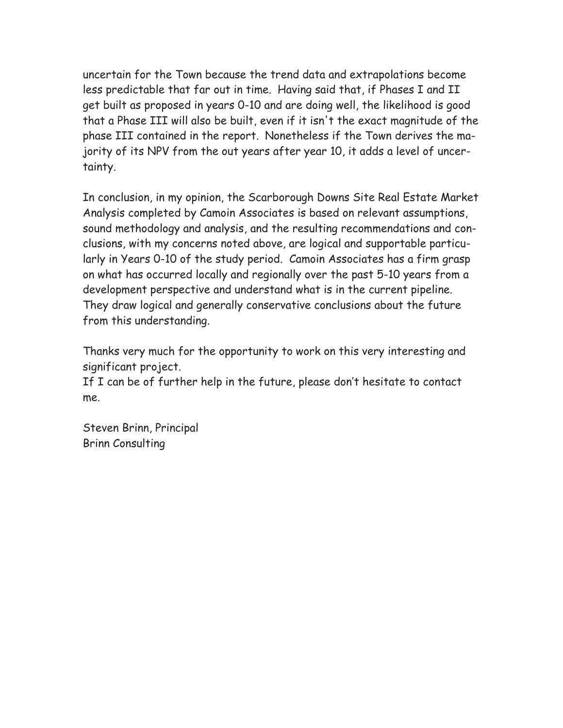uncertain for the Town because the trend data and extrapolations become less predictable that far out in time. Having said that, if Phases I and II get built as proposed in years 0-10 and are doing well, the likelihood is good that a Phase III will also be built, even if it isn't the exact magnitude of the phase III contained in the report. Nonetheless if the Town derives the majority of its NPV from the out years after year 10, it adds a level of uncertainty.

In conclusion, in my opinion, the Scarborough Downs Site Real Estate Market Analysis completed by Camoin Associates is based on relevant assumptions, sound methodology and analysis, and the resulting recommendations and conclusions, with my concerns noted above, are logical and supportable particularly in Years 0-10 of the study period. Camoin Associates has a firm grasp on what has occurred locally and regionally over the past 5-10 years from a development perspective and understand what is in the current pipeline. They draw logical and generally conservative conclusions about the future from this understanding.

Thanks very much for the opportunity to work on this very interesting and significant project.
If I can be of further help in the future, please don't hesitate to contact me.

Steven Brinn, Principal
Brinn Consulting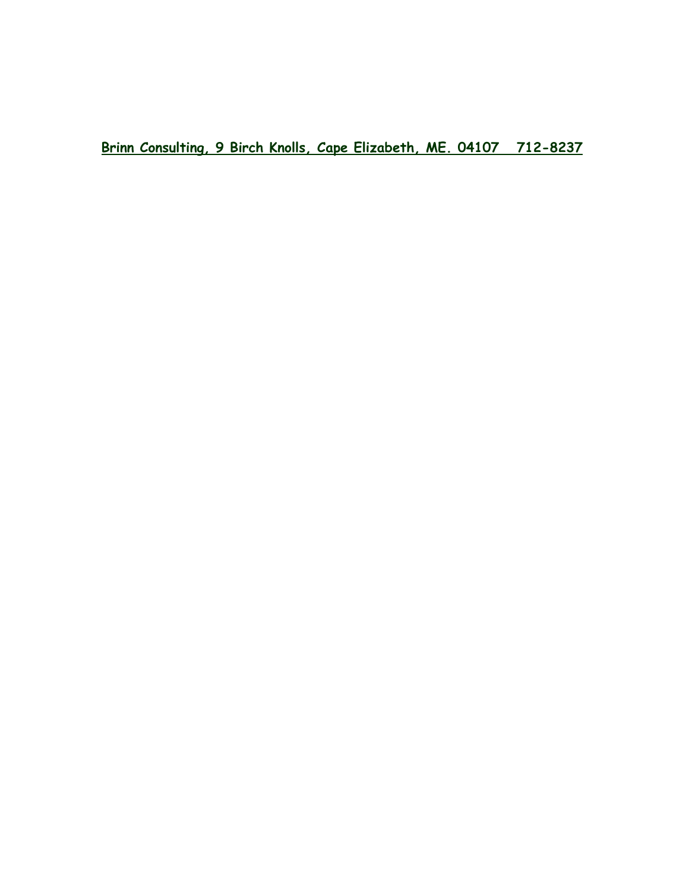**Brinn Consulting, 9 Birch Knolls, Cape Elizabeth, ME. 04107   712-8237**